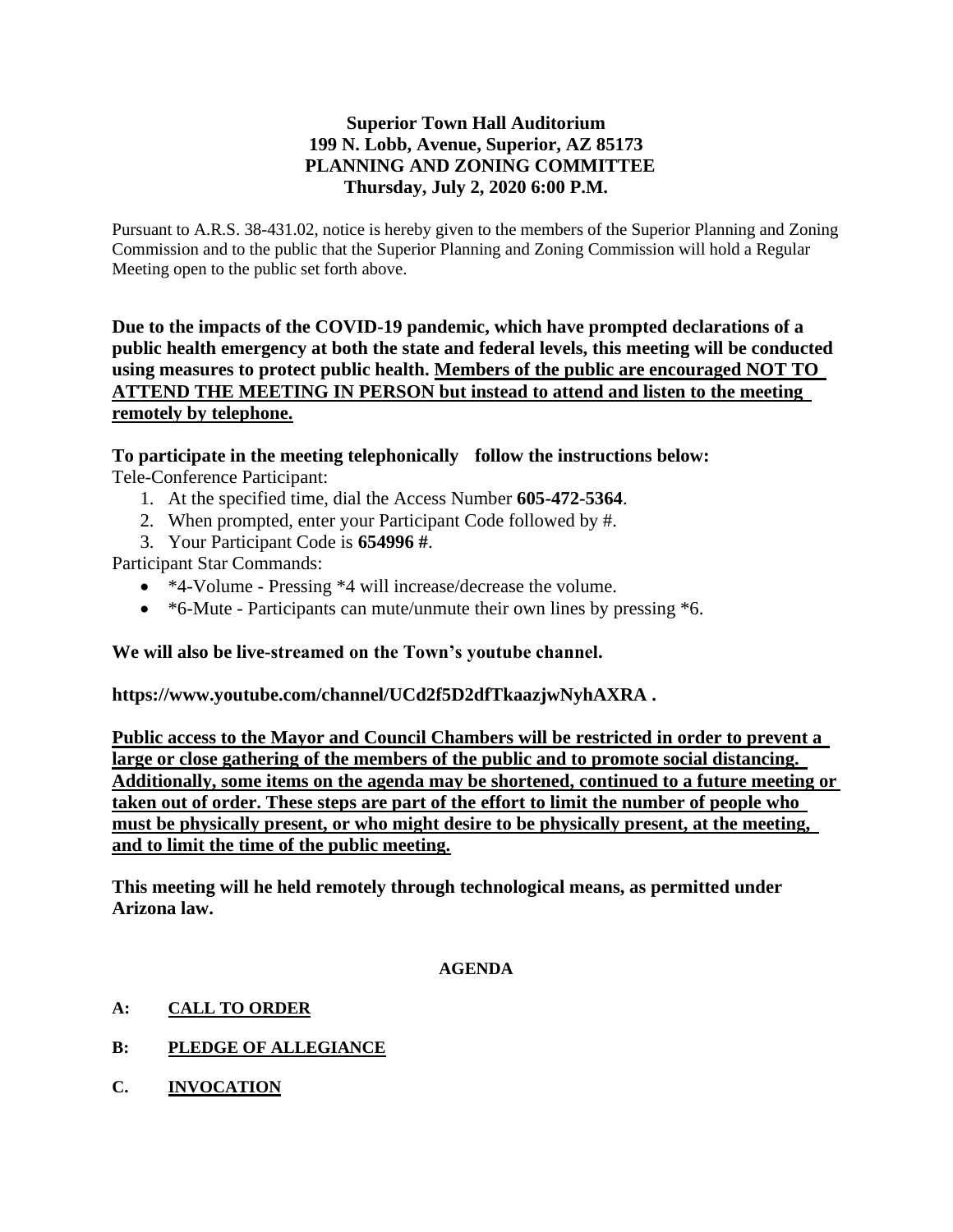**Superior Town Hall Auditorium**
**199 N. Lobb, Avenue, Superior, AZ 85173**
**PLANNING AND ZONING COMMITTEE**
**Thursday, July 2, 2020 6:00 P.M.**

Pursuant to A.R.S. 38-431.02, notice is hereby given to the members of the Superior Planning and Zoning Commission and to the public that the Superior Planning and Zoning Commission will hold a Regular Meeting open to the public set forth above.

**Due to the impacts of the COVID-19 pandemic, which have prompted declarations of a public health emergency at both the state and federal levels, this meeting will be conducted using measures to protect public health. <u>Members of the public are encouraged NOT TO ATTEND THE MEETING IN PERSON but instead to attend and listen to the meeting remotely by telephone.</u>**

**To participate in the meeting telephonically follow the instructions below:**

Tele-Conference Participant:

1. At the specified time, dial the Access Number **605-472-5364**.
2. When prompted, enter your Participant Code followed by #.
3. Your Participant Code is **654996 #**.

Participant Star Commands:

- *4-Volume - Pressing *4 will increase/decrease the volume.
- *6-Mute - Participants can mute/unmute their own lines by pressing *6.

**We will also be live-streamed on the Town's youtube channel.**

**https://www.youtube.com/channel/UCd2f5D2dfTkaazjwNyhAXRA .**

**<u>Public access to the Mayor and Council Chambers will be restricted in order to prevent a large or close gathering of the members of the public and to promote social distancing. Additionally, some items on the agenda may be shortened, continued to a future meeting or taken out of order. These steps are part of the effort to limit the number of people who must be physically present, or who might desire to be physically present, at the meeting, and to limit the time of the public meeting.</u>**

**This meeting will he held remotely through technological means, as permitted under Arizona law.**

**AGENDA**

**A: <u>CALL TO ORDER</u>**

**B: <u>PLEDGE OF ALLEGIANCE</u>**

**C. <u>INVOCATION</u>**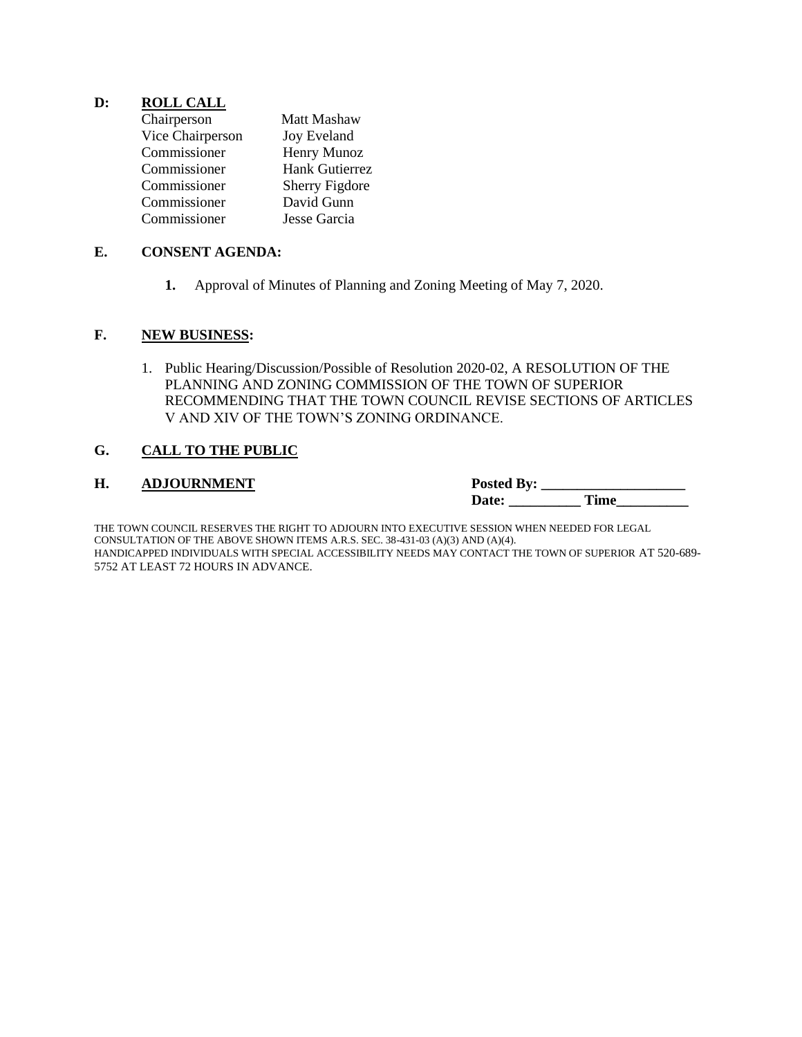**D:** **ROLL CALL**

| | |
|---|---|
| Chairperson | Matt Mashaw |
| Vice Chairperson | Joy Eveland |
| Commissioner | Henry Munoz |
| Commissioner | Hank Gutierrez |
| Commissioner | Sherry Figdore |
| Commissioner | David Gunn |
| Commissioner | Jesse Garcia |

**E.** **CONSENT AGENDA:**

1. Approval of Minutes of Planning and Zoning Meeting of May 7, 2020.

**F.** **NEW BUSINESS:**

1. Public Hearing/Discussion/Possible of Resolution 2020-02, A RESOLUTION OF THE PLANNING AND ZONING COMMISSION OF THE TOWN OF SUPERIOR RECOMMENDING THAT THE TOWN COUNCIL REVISE SECTIONS OF ARTICLES V AND XIV OF THE TOWN'S ZONING ORDINANCE.

**G.** **CALL TO THE PUBLIC**

**H.** **ADJOURNMENT**

**Posted By: ____________________**
**Date: __________ Time__________**

THE TOWN COUNCIL RESERVES THE RIGHT TO ADJOURN INTO EXECUTIVE SESSION WHEN NEEDED FOR LEGAL CONSULTATION OF THE ABOVE SHOWN ITEMS A.R.S. SEC. 38-431-03 (A)(3) AND (A)(4).
HANDICAPPED INDIVIDUALS WITH SPECIAL ACCESSIBILITY NEEDS MAY CONTACT THE TOWN OF SUPERIOR AT 520-689-5752 AT LEAST 72 HOURS IN ADVANCE.